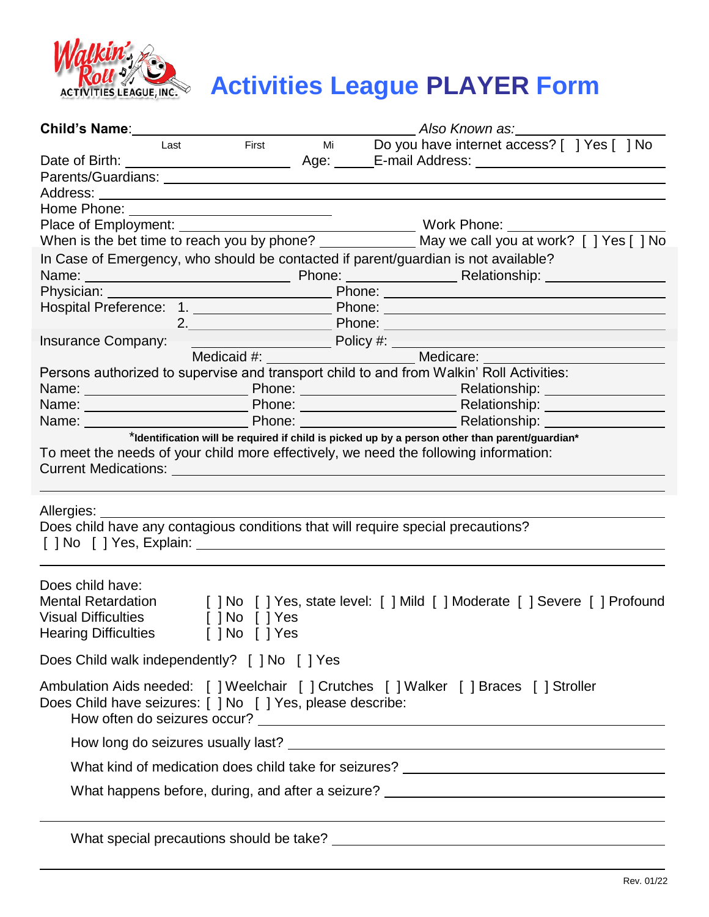# Activities League **PLAYER** Form

**Child's Name**: ____________________ *Also Known as:* ____________________
Last  First  Mi  Do you have internet access? [ ] Yes [ ] No

Date of Birth: ____________________ Age: _____ E-mail Address: ____________________

Parents/Guardians: ____________________

Address: ____________________

Home Phone: ____________________

Place of Employment: ____________________ Work Phone: ____________________

When is the bet time to reach you by phone? ____________ May we call you at work? [ ] Yes [ ] No

In Case of Emergency, who should be contacted if parent/guardian is not available?

Name: ____________________ Phone: ____________ Relationship: ____________

Physician: ____________________ Phone: ____________________

Hospital Preference: 1. ____________________ Phone: ____________________

2. ____________________ Phone: ____________________

Insurance Company: ____________________ Policy #: ____________________

Medicaid #: ____________________ Medicare: ____________________

Persons authorized to supervise and transport child to and from Walkin' Roll Activities:

Name: ____________________ Phone: ____________________ Relationship: ____________

Name: ____________________ Phone: ____________________ Relationship: ____________

Name: ____________________ Phone: ____________________ Relationship: ____________

***Identification will be required if child is picked up by a person other than parent/guardian***

To meet the needs of your child more effectively, we need the following information:

Current Medications: ____________________

____________________

Allergies: ____________________

Does child have any contagious conditions that will require special precautions?

[ ] No [ ] Yes, Explain: ____________________

____________________

Does child have:

Mental Retardation [ ] No [ ] Yes, state level: [ ] Mild [ ] Moderate [ ] Severe [ ] Profound

Visual Difficulties [ ] No [ ] Yes

Hearing Difficulties [ ] No [ ] Yes

Does Child walk independently? [ ] No [ ] Yes

Ambulation Aids needed: [ ] Weelchair [ ] Crutches [ ] Walker [ ] Braces [ ] Stroller

Does Child have seizures: [ ] No [ ] Yes, please describe:

How often do seizures occur? ____________________

How long do seizures usually last? ____________________

What kind of medication does child take for seizures? ____________________

What happens before, during, and after a seizure? ____________________

____________________

What special precautions should be take? ____________________

____________________

Rev. 01/22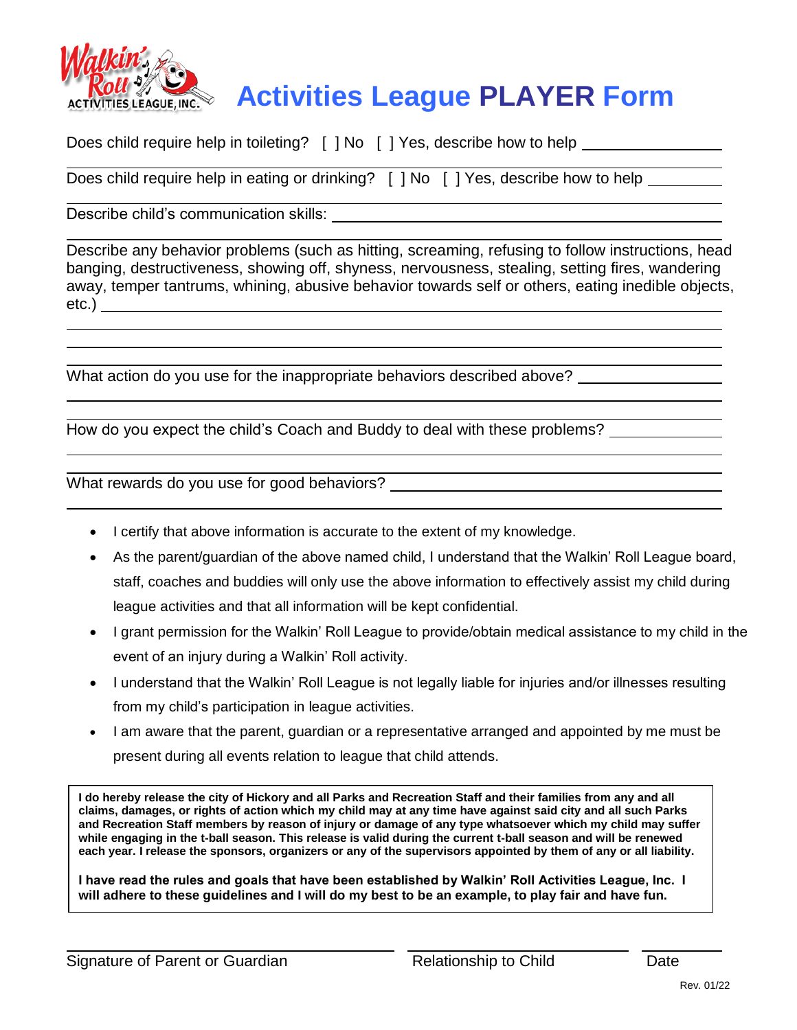# Activities League **PLAYER** Form

Does child require help in toileting? [ ] No [ ] Yes, describe how to help ________________

Does child require help in eating or drinking? [ ] No [ ] Yes, describe how to help ________

Describe child's communication skills: ____________________________________________

Describe any behavior problems (such as hitting, screaming, refusing to follow instructions, head banging, destructiveness, showing off, shyness, nervousness, stealing, setting fires, wandering away, temper tantrums, whining, abusive behavior towards self or others, eating inedible objects, etc.) ____________________________________________

What action do you use for the inappropriate behaviors described above? ________________

How do you expect the child's Coach and Buddy to deal with these problems? ____________

What rewards do you use for good behaviors? ____________________________________

- I certify that above information is accurate to the extent of my knowledge.
- As the parent/guardian of the above named child, I understand that the Walkin' Roll League board, staff, coaches and buddies will only use the above information to effectively assist my child during league activities and that all information will be kept confidential.
- I grant permission for the Walkin' Roll League to provide/obtain medical assistance to my child in the event of an injury during a Walkin' Roll activity.
- I understand that the Walkin' Roll League is not legally liable for injuries and/or illnesses resulting from my child's participation in league activities.
- I am aware that the parent, guardian or a representative arranged and appointed by me must be present during all events relation to league that child attends.

**I do hereby release the city of Hickory and all Parks and Recreation Staff and their families from any and all claims, damages, or rights of action which my child may at any time have against said city and all such Parks and Recreation Staff members by reason of injury or damage of any type whatsoever which my child may suffer while engaging in the t-ball season. This release is valid during the current t-ball season and will be renewed each year. I release the sponsors, organizers or any of the supervisors appointed by them of any or all liability.**

**I have read the rules and goals that have been established by Walkin' Roll Activities League, Inc. I will adhere to these guidelines and I will do my best to be an example, to play fair and have fun.**

| | | |
|---|---|---|
| Signature of Parent or Guardian | Relationship to Child | Date |

Rev. 01/22